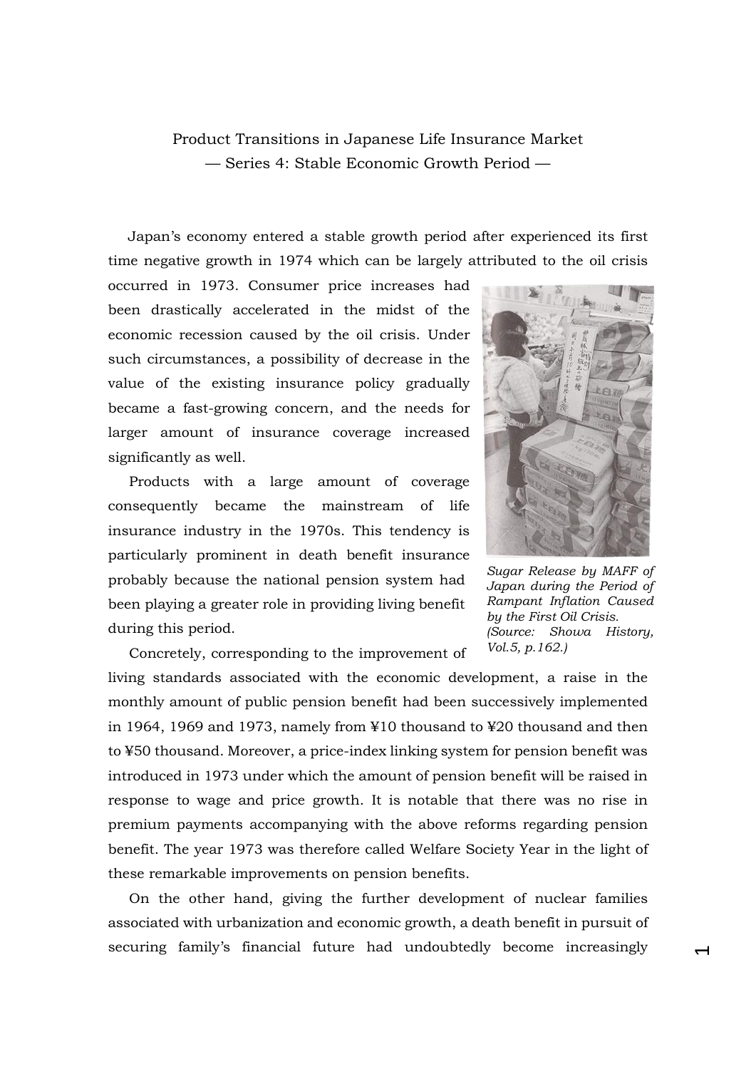# Product Transitions in Japanese Life Insurance Market
## — Series 4: Stable Economic Growth Period —

Japan's economy entered a stable growth period after experienced its first time negative growth in 1974 which can be largely attributed to the oil crisis occurred in 1973. Consumer price increases had been drastically accelerated in the midst of the economic recession caused by the oil crisis. Under such circumstances, a possibility of decrease in the value of the existing insurance policy gradually became a fast-growing concern, and the needs for larger amount of insurance coverage increased significantly as well.

*Sugar Release by MAFF of Japan during the Period of Rampant Inflation Caused by the First Oil Crisis. (Source: Showa History, Vol.5, p.162.)*

Products with a large amount of coverage consequently became the mainstream of life insurance industry in the 1970s. This tendency is particularly prominent in death benefit insurance probably because the national pension system had been playing a greater role in providing living benefit during this period.

Concretely, corresponding to the improvement of living standards associated with the economic development, a raise in the monthly amount of public pension benefit had been successively implemented in 1964, 1969 and 1973, namely from ¥10 thousand to ¥20 thousand and then to ¥50 thousand. Moreover, a price-index linking system for pension benefit was introduced in 1973 under which the amount of pension benefit will be raised in response to wage and price growth. It is notable that there was no rise in premium payments accompanying with the above reforms regarding pension benefit. The year 1973 was therefore called Welfare Society Year in the light of these remarkable improvements on pension benefits.

On the other hand, giving the further development of nuclear families associated with urbanization and economic growth, a death benefit in pursuit of securing family's financial future had undoubtedly become increasingly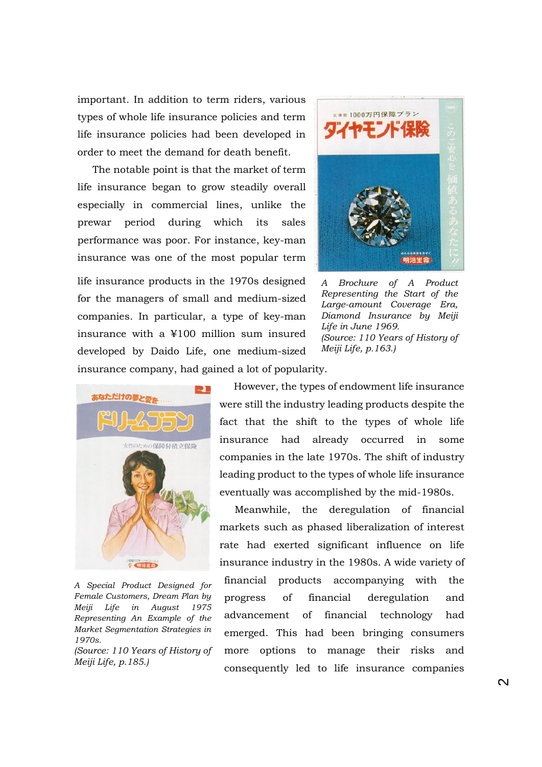important. In addition to term riders, various types of whole life insurance policies and term life insurance policies had been developed in order to meet the demand for death benefit.

The notable point is that the market of term life insurance began to grow steadily overall especially in commercial lines, unlike the prewar period during which its sales performance was poor. For instance, key-man insurance was one of the most popular term life insurance products in the 1970s designed for the managers of small and medium-sized companies. In particular, a type of key-man insurance with a ¥100 million sum insured developed by Daido Life, one medium-sized insurance company, had gained a lot of popularity.

*A Brochure of A Product Representing the Start of the Large-amount Coverage Era, Diamond Insurance by Meiji Life in June 1969.*
*(Source: 110 Years of History of Meiji Life, p.163.)*

However, the types of endowment life insurance were still the industry leading products despite the fact that the shift to the types of whole life insurance had already occurred in some companies in the late 1970s. The shift of industry leading product to the types of whole life insurance eventually was accomplished by the mid-1980s.

*A Special Product Designed for Female Customers, Dream Plan by Meiji Life in August 1975 Representing An Example of the Market Segmentation Strategies in 1970s.*
*(Source: 110 Years of History of Meiji Life, p.185.)*

Meanwhile, the deregulation of financial markets such as phased liberalization of interest rate had exerted significant influence on life insurance industry in the 1980s. A wide variety of financial products accompanying with the progress of financial deregulation and advancement of financial technology had emerged. This had been bringing consumers more options to manage their risks and consequently led to life insurance companies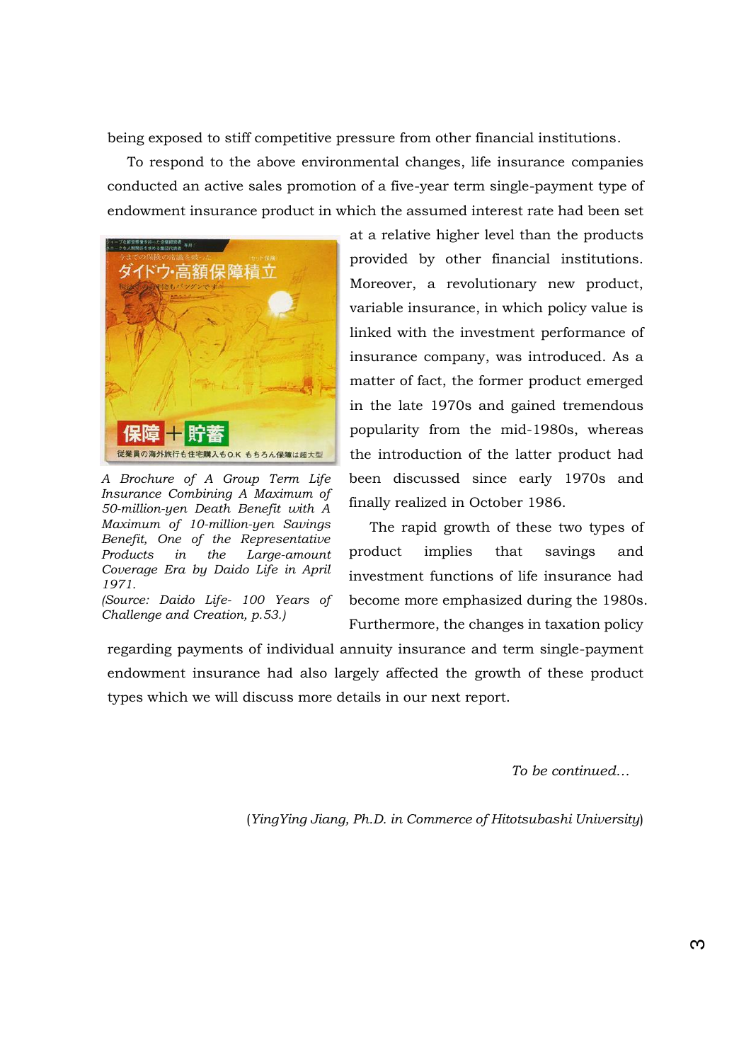being exposed to stiff competitive pressure from other financial institutions.

To respond to the above environmental changes, life insurance companies conducted an active sales promotion of a five-year term single-payment type of endowment insurance product in which the assumed interest rate had been set at a relative higher level than the products provided by other financial institutions. Moreover, a revolutionary new product, variable insurance, in which policy value is linked with the investment performance of insurance company, was introduced. As a matter of fact, the former product emerged in the late 1970s and gained tremendous popularity from the mid-1980s, whereas the introduction of the latter product had been discussed since early 1970s and finally realized in October 1986.

*A Brochure of A Group Term Life Insurance Combining A Maximum of 50-million-yen Death Benefit with A Maximum of 10-million-yen Savings Benefit, One of the Representative Products in the Large-amount Coverage Era by Daido Life in April 1971.*
*(Source: Daido Life- 100 Years of Challenge and Creation, p.53.)*

The rapid growth of these two types of product implies that savings and investment functions of life insurance had become more emphasized during the 1980s. Furthermore, the changes in taxation policy regarding payments of individual annuity insurance and term single-payment endowment insurance had also largely affected the growth of these product types which we will discuss more details in our next report.

*To be continued…*

(*YingYing Jiang, Ph.D. in Commerce of Hitotsubashi University*)